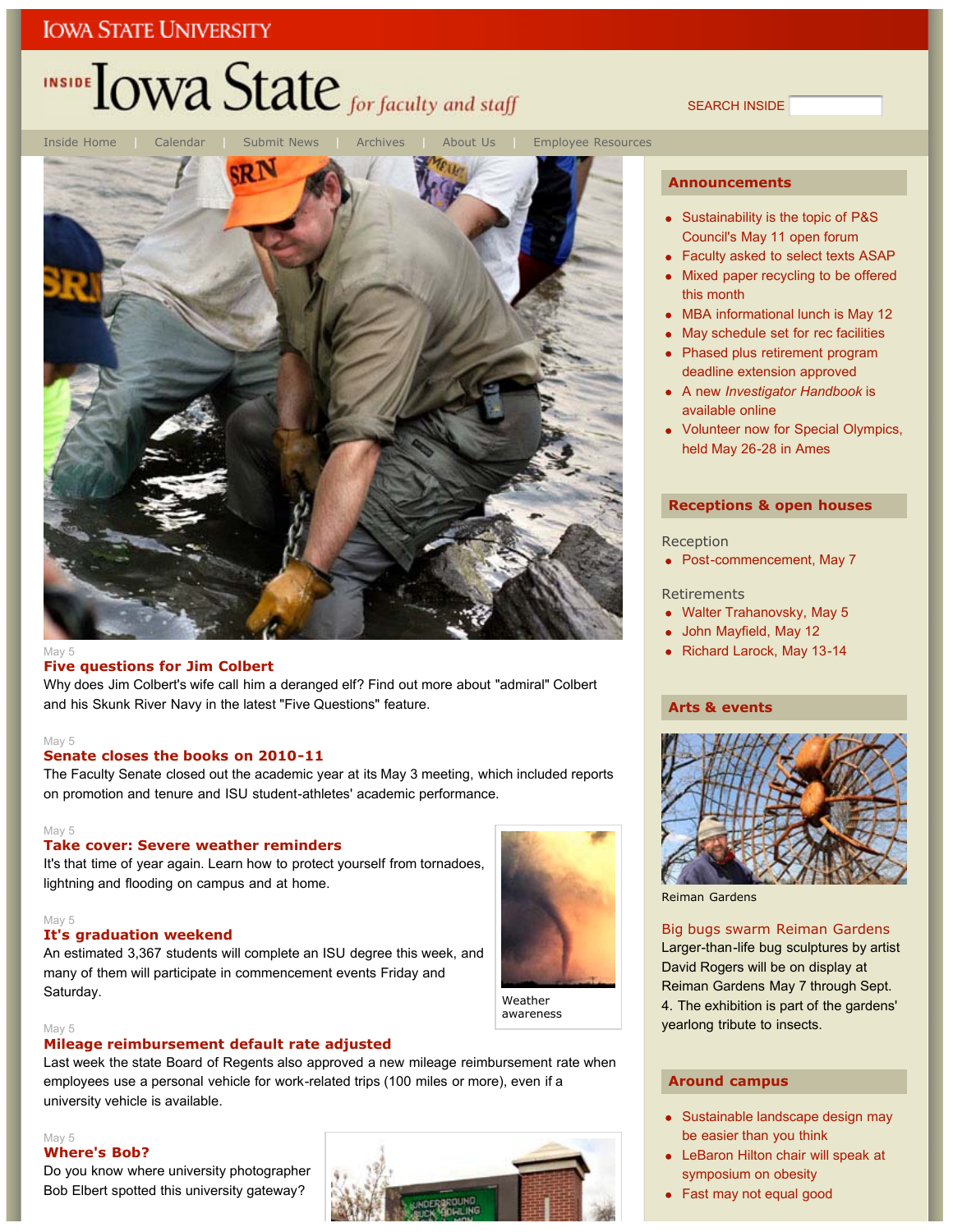IOWA STATE UNIVERSITY

# INSIDE Iowa State *for faculty and staff*

SEARCH INSIDE

Inside Home | Calendar | Submit News | Archives | About Us | Employee Resources

May 5

## Five questions for Jim Colbert

Why does Jim Colbert's wife call him a deranged elf? Find out more about "admiral" Colbert and his Skunk River Navy in the latest "Five Questions" feature.

May 5

## Senate closes the books on 2010-11

The Faculty Senate closed out the academic year at its May 3 meeting, which included reports on promotion and tenure and ISU student-athletes' academic performance.

May 5

## Take cover: Severe weather reminders

It's that time of year again. Learn how to protect yourself from tornadoes, lightning and flooding on campus and at home.

Weather awareness

May 5

## It's graduation weekend

An estimated 3,367 students will complete an ISU degree this week, and many of them will participate in commencement events Friday and Saturday.

May 5

## Mileage reimbursement default rate adjusted

Last week the state Board of Regents also approved a new mileage reimbursement rate when employees use a personal vehicle for work-related trips (100 miles or more), even if a university vehicle is available.

May 5

## Where's Bob?

Do you know where university photographer Bob Elbert spotted this university gateway?

## Announcements

- Sustainability is the topic of P&S Council's May 11 open forum
- Faculty asked to select texts ASAP
- Mixed paper recycling to be offered this month
- MBA informational lunch is May 12
- May schedule set for rec facilities
- Phased plus retirement program deadline extension approved
- A new *Investigator Handbook* is available online
- Volunteer now for Special Olympics, held May 26-28 in Ames

## Receptions & open houses

Reception

- Post-commencement, May 7

Retirements

- Walter Trahanovsky, May 5
- John Mayfield, May 12
- Richard Larock, May 13-14

## Arts & events

Reiman Gardens

### Big bugs swarm Reiman Gardens

Larger-than-life bug sculptures by artist David Rogers will be on display at Reiman Gardens May 7 through Sept. 4. The exhibition is part of the gardens' yearlong tribute to insects.

## Around campus

- Sustainable landscape design may be easier than you think
- LeBaron Hilton chair will speak at symposium on obesity
- Fast may not equal good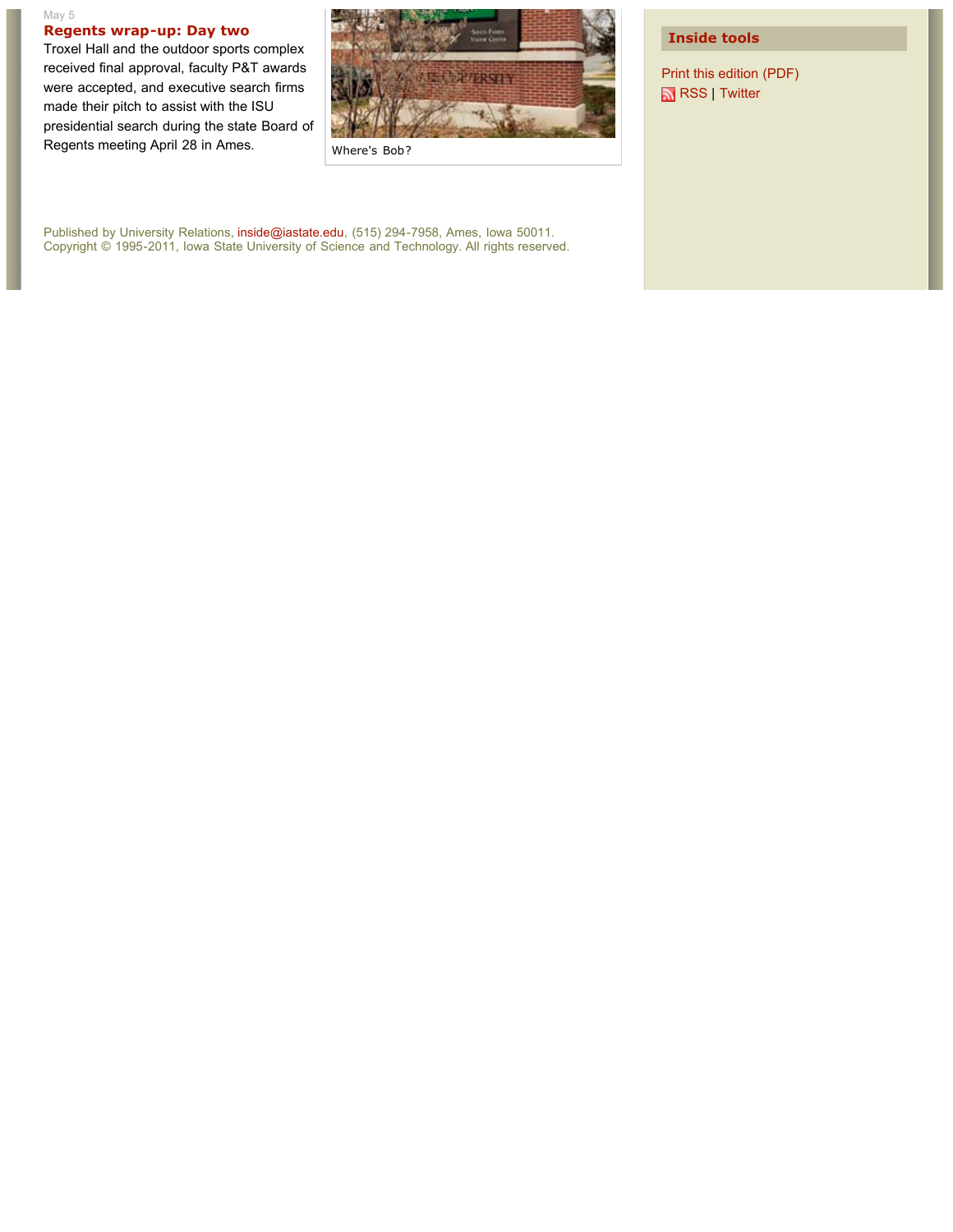May 5

**Regents wrap-up: Day two**

Troxel Hall and the outdoor sports complex received final approval, faculty P&T awards were accepted, and executive search firms made their pitch to assist with the ISU presidential search during the state Board of Regents meeting April 28 in Ames.

Where's Bob?

Published by University Relations, inside@iastate.edu, (515) 294-7958, Ames, Iowa 50011.
Copyright © 1995-2011, Iowa State University of Science and Technology. All rights reserved.

## Inside tools

Print this edition (PDF)

RSS | Twitter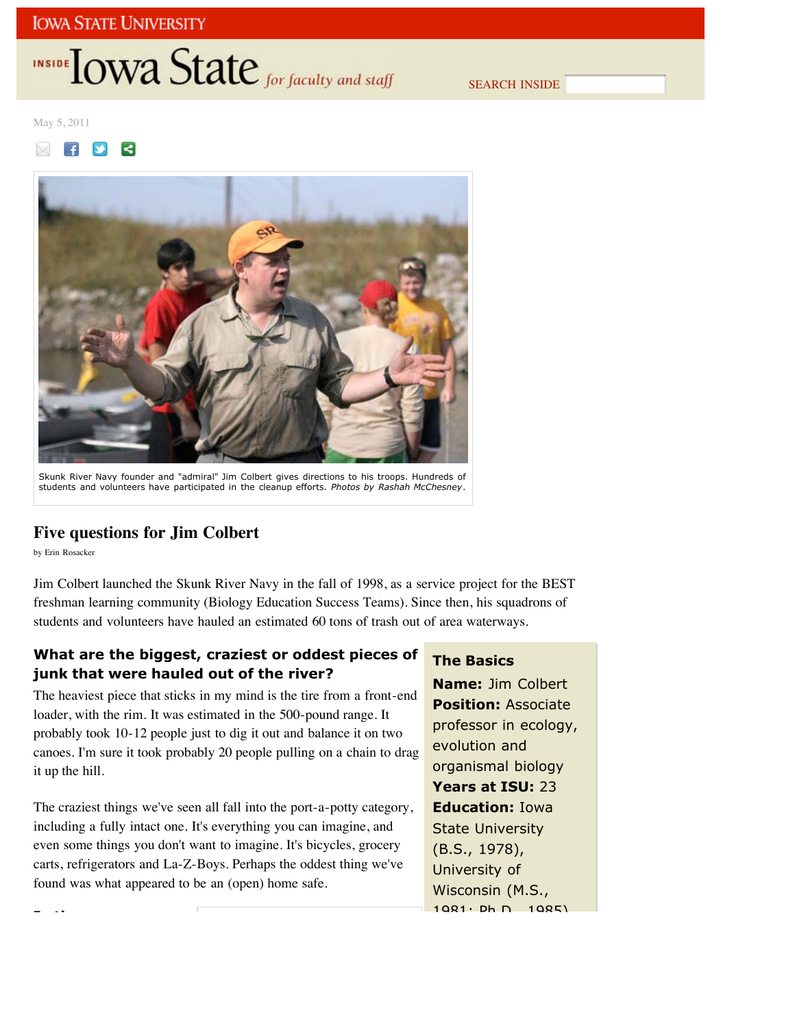IOWA STATE UNIVERSITY

INSIDE Iowa State *for faculty and staff*

SEARCH INSIDE

May 5, 2011

Skunk River Navy founder and "admiral" Jim Colbert gives directions to his troops. Hundreds of students and volunteers have participated in the cleanup efforts. *Photos by Rashah McChesney.*

# Five questions for Jim Colbert

by Erin Rosacker

Jim Colbert launched the Skunk River Navy in the fall of 1998, as a service project for the BEST freshman learning community (Biology Education Success Teams). Since then, his squadrons of students and volunteers have hauled an estimated 60 tons of trash out of area waterways.

**The Basics**

**Name:** Jim Colbert
**Position:** Associate professor in ecology, evolution and organismal biology
**Years at ISU:** 23
**Education:** Iowa State University (B.S., 1978), University of Wisconsin (M.S., 1981; Ph.D., 1985)

## What are the biggest, craziest or oddest pieces of junk that were hauled out of the river?

The heaviest piece that sticks in my mind is the tire from a front-end loader, with the rim. It was estimated in the 500-pound range. It probably took 10-12 people just to dig it out and balance it on two canoes. I'm sure it took probably 20 people pulling on a chain to drag it up the hill.

The craziest things we've seen all fall into the port-a-potty category, including a fully intact one. It's everything you can imagine, and even some things you don't want to imagine. It's bicycles, grocery carts, refrigerators and La-Z-Boys. Perhaps the oddest thing we've found was what appeared to be an (open) home safe.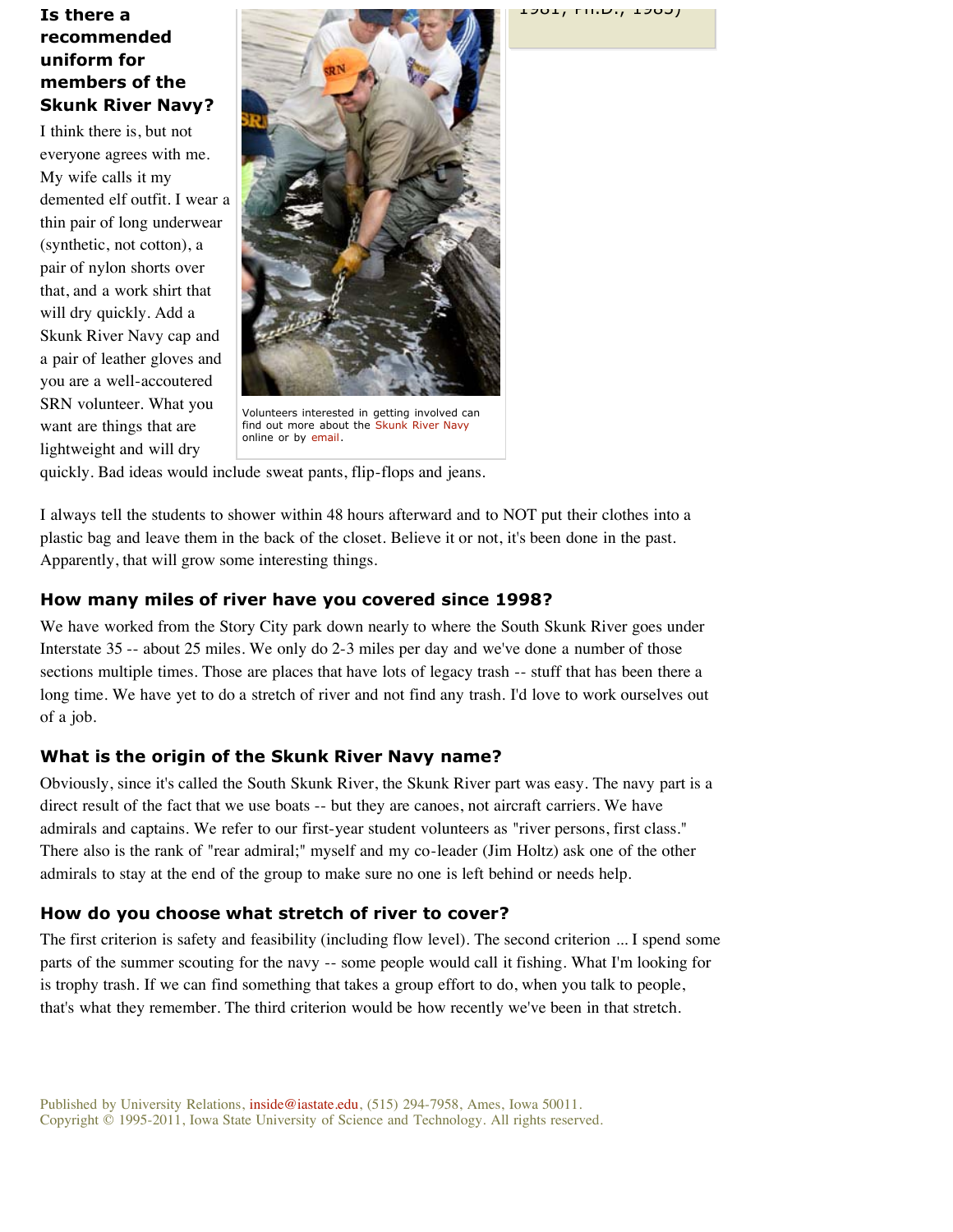### Is there a recommended uniform for members of the Skunk River Navy?

I think there is, but not everyone agrees with me. My wife calls it my demented elf outfit. I wear a thin pair of long underwear (synthetic, not cotton), a pair of nylon shorts over that, and a work shirt that will dry quickly. Add a Skunk River Navy cap and a pair of leather gloves and you are a well-accoutered SRN volunteer. What you want are things that are lightweight and will dry quickly. Bad ideas would include sweat pants, flip-flops and jeans.

Volunteers interested in getting involved can find out more about the Skunk River Navy online or by email.

I always tell the students to shower within 48 hours afterward and to NOT put their clothes into a plastic bag and leave them in the back of the closet. Believe it or not, it's been done in the past. Apparently, that will grow some interesting things.

### How many miles of river have you covered since 1998?

We have worked from the Story City park down nearly to where the South Skunk River goes under Interstate 35 -- about 25 miles. We only do 2-3 miles per day and we've done a number of those sections multiple times. Those are places that have lots of legacy trash -- stuff that has been there a long time. We have yet to do a stretch of river and not find any trash. I'd love to work ourselves out of a job.

### What is the origin of the Skunk River Navy name?

Obviously, since it's called the South Skunk River, the Skunk River part was easy. The navy part is a direct result of the fact that we use boats -- but they are canoes, not aircraft carriers. We have admirals and captains. We refer to our first-year student volunteers as "river persons, first class." There also is the rank of "rear admiral;" myself and my co-leader (Jim Holtz) ask one of the other admirals to stay at the end of the group to make sure no one is left behind or needs help.

### How do you choose what stretch of river to cover?

The first criterion is safety and feasibility (including flow level). The second criterion ... I spend some parts of the summer scouting for the navy -- some people would call it fishing. What I'm looking for is trophy trash. If we can find something that takes a group effort to do, when you talk to people, that's what they remember. The third criterion would be how recently we've been in that stretch.

Published by University Relations, inside@iastate.edu, (515) 294-7958, Ames, Iowa 50011.
Copyright © 1995-2011, Iowa State University of Science and Technology. All rights reserved.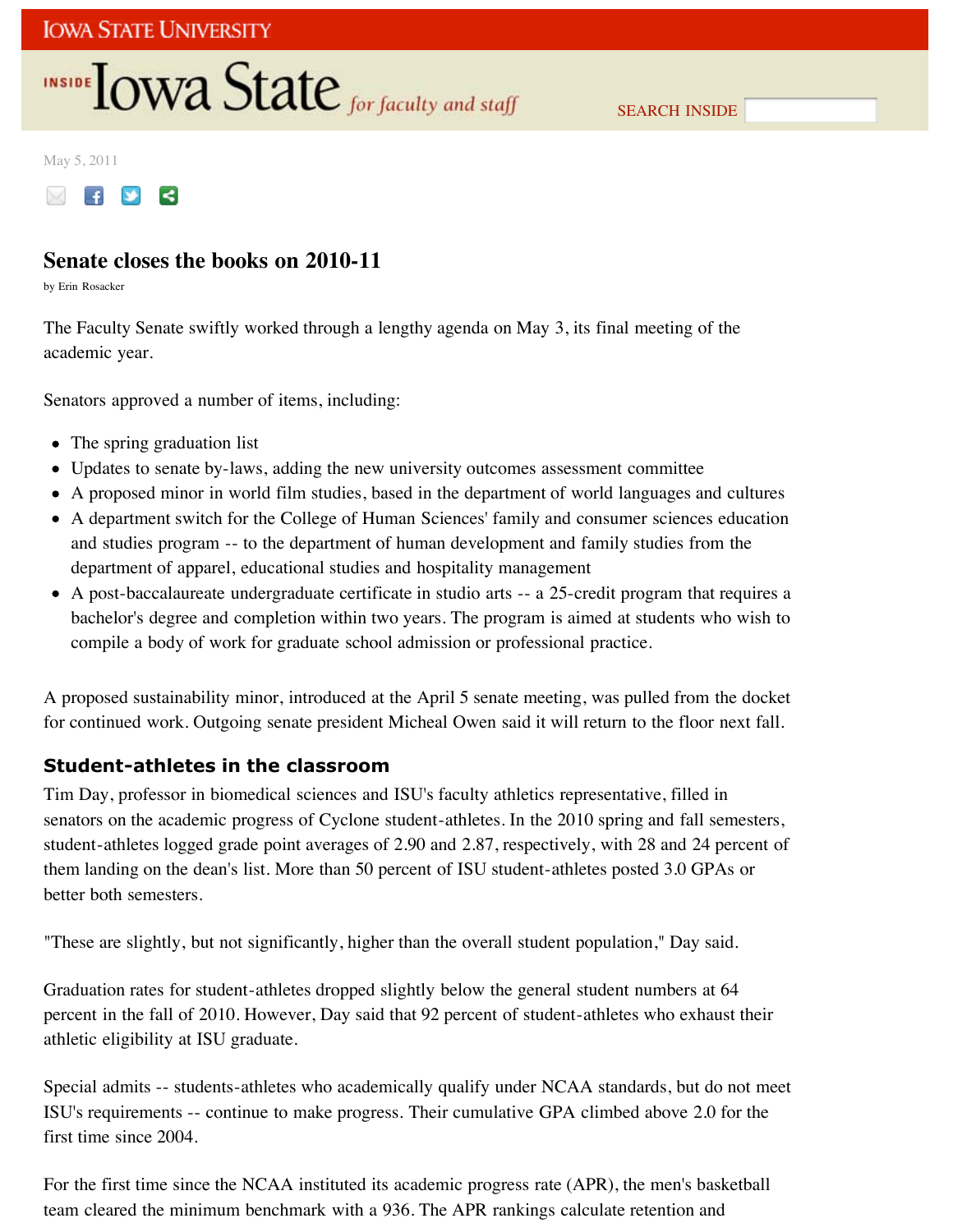May 5, 2011

# Senate closes the books on 2010-11

by Erin Rosacker

The Faculty Senate swiftly worked through a lengthy agenda on May 3, its final meeting of the academic year.

Senators approved a number of items, including:

- The spring graduation list
- Updates to senate by-laws, adding the new university outcomes assessment committee
- A proposed minor in world film studies, based in the department of world languages and cultures
- A department switch for the College of Human Sciences' family and consumer sciences education and studies program -- to the department of human development and family studies from the department of apparel, educational studies and hospitality management
- A post-baccalaureate undergraduate certificate in studio arts -- a 25-credit program that requires a bachelor's degree and completion within two years. The program is aimed at students who wish to compile a body of work for graduate school admission or professional practice.

A proposed sustainability minor, introduced at the April 5 senate meeting, was pulled from the docket for continued work. Outgoing senate president Micheal Owen said it will return to the floor next fall.

## Student-athletes in the classroom

Tim Day, professor in biomedical sciences and ISU's faculty athletics representative, filled in senators on the academic progress of Cyclone student-athletes. In the 2010 spring and fall semesters, student-athletes logged grade point averages of 2.90 and 2.87, respectively, with 28 and 24 percent of them landing on the dean's list. More than 50 percent of ISU student-athletes posted 3.0 GPAs or better both semesters.

"These are slightly, but not significantly, higher than the overall student population," Day said.

Graduation rates for student-athletes dropped slightly below the general student numbers at 64 percent in the fall of 2010. However, Day said that 92 percent of student-athletes who exhaust their athletic eligibility at ISU graduate.

Special admits -- students-athletes who academically qualify under NCAA standards, but do not meet ISU's requirements -- continue to make progress. Their cumulative GPA climbed above 2.0 for the first time since 2004.

For the first time since the NCAA instituted its academic progress rate (APR), the men's basketball team cleared the minimum benchmark with a 936. The APR rankings calculate retention and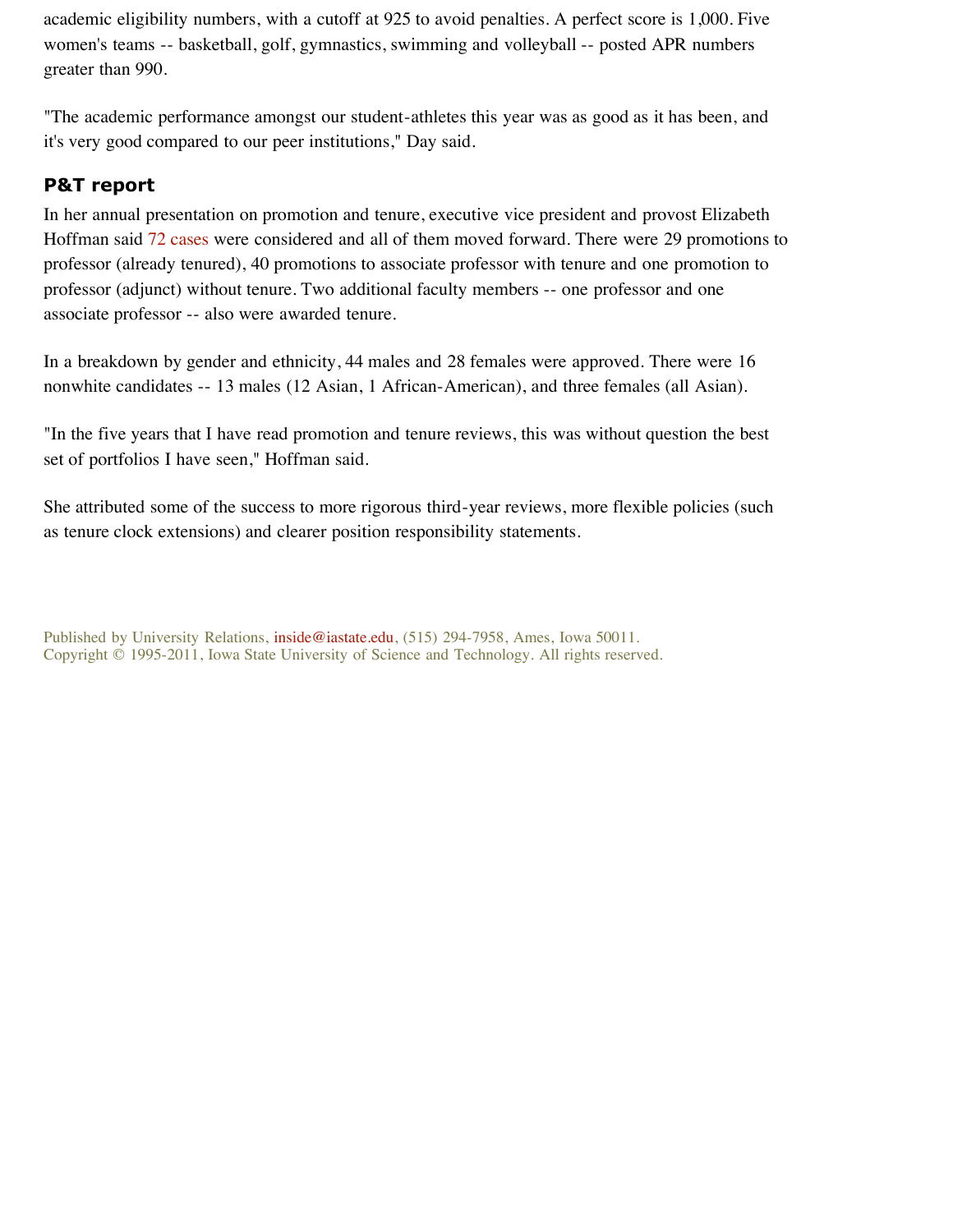academic eligibility numbers, with a cutoff at 925 to avoid penalties. A perfect score is 1,000. Five women's teams -- basketball, golf, gymnastics, swimming and volleyball -- posted APR numbers greater than 990.

"The academic performance amongst our student-athletes this year was as good as it has been, and it's very good compared to our peer institutions," Day said.

### P&T report

In her annual presentation on promotion and tenure, executive vice president and provost Elizabeth Hoffman said 72 cases were considered and all of them moved forward. There were 29 promotions to professor (already tenured), 40 promotions to associate professor with tenure and one promotion to professor (adjunct) without tenure. Two additional faculty members -- one professor and one associate professor -- also were awarded tenure.

In a breakdown by gender and ethnicity, 44 males and 28 females were approved. There were 16 nonwhite candidates -- 13 males (12 Asian, 1 African-American), and three females (all Asian).

"In the five years that I have read promotion and tenure reviews, this was without question the best set of portfolios I have seen," Hoffman said.

She attributed some of the success to more rigorous third-year reviews, more flexible policies (such as tenure clock extensions) and clearer position responsibility statements.

Published by University Relations, inside@iastate.edu, (515) 294-7958, Ames, Iowa 50011.
Copyright © 1995-2011, Iowa State University of Science and Technology. All rights reserved.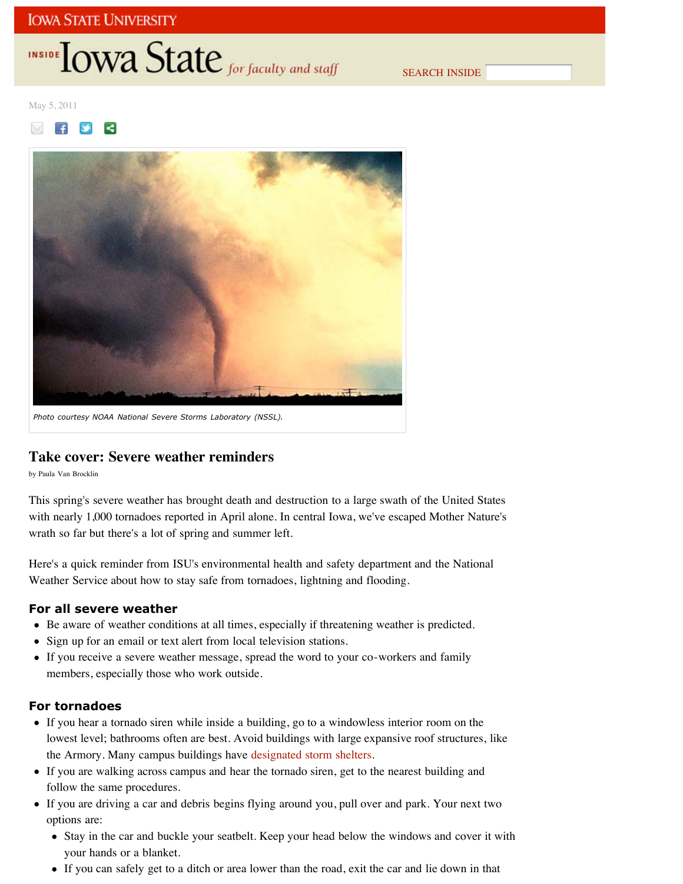May 5, 2011

Photo courtesy NOAA National Severe Storms Laboratory (NSSL).

## Take cover: Severe weather reminders

by Paula Van Brocklin

This spring's severe weather has brought death and destruction to a large swath of the United States with nearly 1,000 tornadoes reported in April alone. In central Iowa, we've escaped Mother Nature's wrath so far but there's a lot of spring and summer left.

Here's a quick reminder from ISU's environmental health and safety department and the National Weather Service about how to stay safe from tornadoes, lightning and flooding.

### For all severe weather

- Be aware of weather conditions at all times, especially if threatening weather is predicted.
- Sign up for an email or text alert from local television stations.
- If you receive a severe weather message, spread the word to your co-workers and family members, especially those who work outside.

### For tornadoes

- If you hear a tornado siren while inside a building, go to a windowless interior room on the lowest level; bathrooms often are best. Avoid buildings with large expansive roof structures, like the Armory. Many campus buildings have designated storm shelters.
- If you are walking across campus and hear the tornado siren, get to the nearest building and follow the same procedures.
- If you are driving a car and debris begins flying around you, pull over and park. Your next two options are:
  - Stay in the car and buckle your seatbelt. Keep your head below the windows and cover it with your hands or a blanket.
  - If you can safely get to a ditch or area lower than the road, exit the car and lie down in that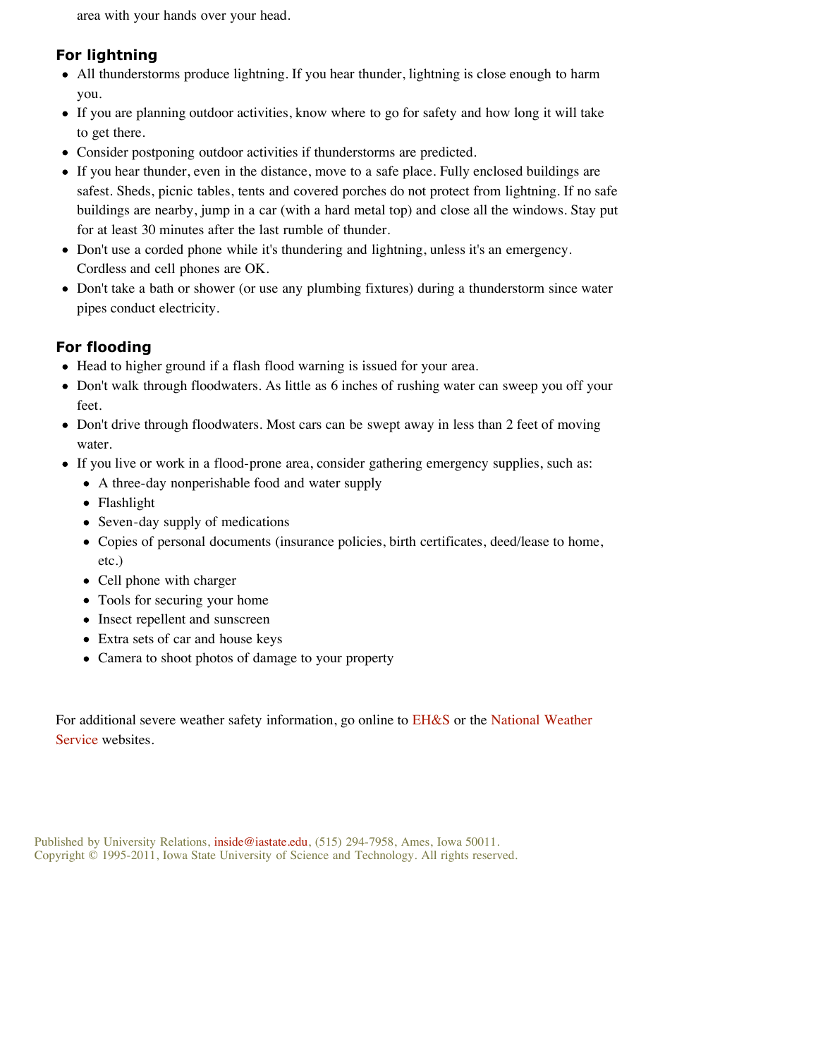area with your hands over your head.

### For lightning

- All thunderstorms produce lightning. If you hear thunder, lightning is close enough to harm you.
- If you are planning outdoor activities, know where to go for safety and how long it will take to get there.
- Consider postponing outdoor activities if thunderstorms are predicted.
- If you hear thunder, even in the distance, move to a safe place. Fully enclosed buildings are safest. Sheds, picnic tables, tents and covered porches do not protect from lightning. If no safe buildings are nearby, jump in a car (with a hard metal top) and close all the windows. Stay put for at least 30 minutes after the last rumble of thunder.
- Don't use a corded phone while it's thundering and lightning, unless it's an emergency. Cordless and cell phones are OK.
- Don't take a bath or shower (or use any plumbing fixtures) during a thunderstorm since water pipes conduct electricity.

### For flooding

- Head to higher ground if a flash flood warning is issued for your area.
- Don't walk through floodwaters. As little as 6 inches of rushing water can sweep you off your feet.
- Don't drive through floodwaters. Most cars can be swept away in less than 2 feet of moving water.
- If you live or work in a flood-prone area, consider gathering emergency supplies, such as:
  - A three-day nonperishable food and water supply
  - Flashlight
  - Seven-day supply of medications
  - Copies of personal documents (insurance policies, birth certificates, deed/lease to home, etc.)
  - Cell phone with charger
  - Tools for securing your home
  - Insect repellent and sunscreen
  - Extra sets of car and house keys
  - Camera to shoot photos of damage to your property

For additional severe weather safety information, go online to EH&S or the National Weather Service websites.

Published by University Relations, inside@iastate.edu, (515) 294-7958, Ames, Iowa 50011.
Copyright © 1995-2011, Iowa State University of Science and Technology. All rights reserved.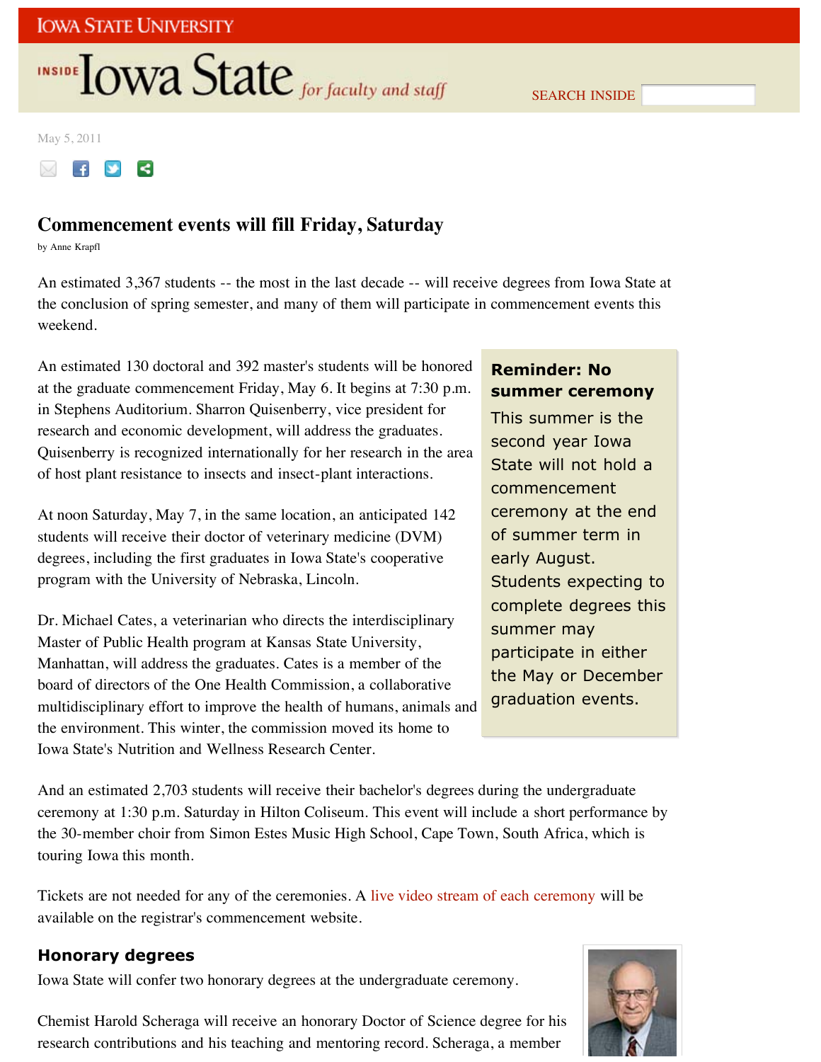IOWA STATE UNIVERSITY

INSIDE Iowa State *for faculty and staff*

SEARCH INSIDE

May 5, 2011

# Commencement events will fill Friday, Saturday

by Anne Krapfl

An estimated 3,367 students -- the most in the last decade -- will receive degrees from Iowa State at the conclusion of spring semester, and many of them will participate in commencement events this weekend.

An estimated 130 doctoral and 392 master's students will be honored at the graduate commencement Friday, May 6. It begins at 7:30 p.m. in Stephens Auditorium. Sharron Quisenberry, vice president for research and economic development, will address the graduates. Quisenberry is recognized internationally for her research in the area of host plant resistance to insects and insect-plant interactions.

At noon Saturday, May 7, in the same location, an anticipated 142 students will receive their doctor of veterinary medicine (DVM) degrees, including the first graduates in Iowa State's cooperative program with the University of Nebraska, Lincoln.

Dr. Michael Cates, a veterinarian who directs the interdisciplinary Master of Public Health program at Kansas State University, Manhattan, will address the graduates. Cates is a member of the board of directors of the One Health Commission, a collaborative multidisciplinary effort to improve the health of humans, animals and the environment. This winter, the commission moved its home to Iowa State's Nutrition and Wellness Research Center.

> **Reminder: No summer ceremony**
>
> This summer is the second year Iowa State will not hold a commencement ceremony at the end of summer term in early August. Students expecting to complete degrees this summer may participate in either the May or December graduation events.

And an estimated 2,703 students will receive their bachelor's degrees during the undergraduate ceremony at 1:30 p.m. Saturday in Hilton Coliseum. This event will include a short performance by the 30-member choir from Simon Estes Music High School, Cape Town, South Africa, which is touring Iowa this month.

Tickets are not needed for any of the ceremonies. A live video stream of each ceremony will be available on the registrar's commencement website.

## Honorary degrees

Iowa State will confer two honorary degrees at the undergraduate ceremony.

Chemist Harold Scheraga will receive an honorary Doctor of Science degree for his research contributions and his teaching and mentoring record. Scheraga, a member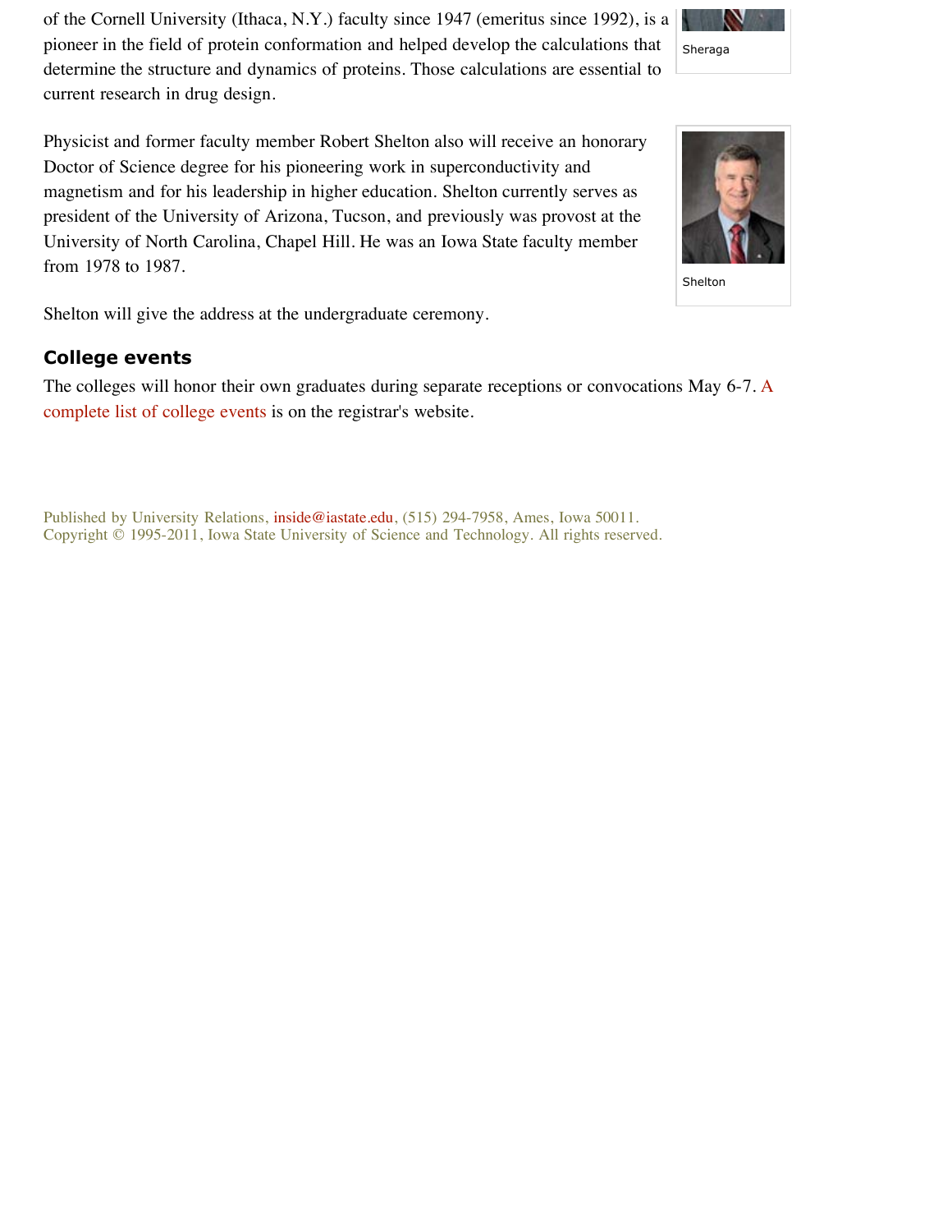of the Cornell University (Ithaca, N.Y.) faculty since 1947 (emeritus since 1992), is a pioneer in the field of protein conformation and helped develop the calculations that determine the structure and dynamics of proteins. Those calculations are essential to current research in drug design.

Sheraga

Physicist and former faculty member Robert Shelton also will receive an honorary Doctor of Science degree for his pioneering work in superconductivity and magnetism and for his leadership in higher education. Shelton currently serves as president of the University of Arizona, Tucson, and previously was provost at the University of North Carolina, Chapel Hill. He was an Iowa State faculty member from 1978 to 1987.

Shelton

Shelton will give the address at the undergraduate ceremony.

## College events

The colleges will honor their own graduates during separate receptions or convocations May 6-7. A complete list of college events is on the registrar's website.

Published by University Relations, inside@iastate.edu, (515) 294-7958, Ames, Iowa 50011.
Copyright © 1995-2011, Iowa State University of Science and Technology. All rights reserved.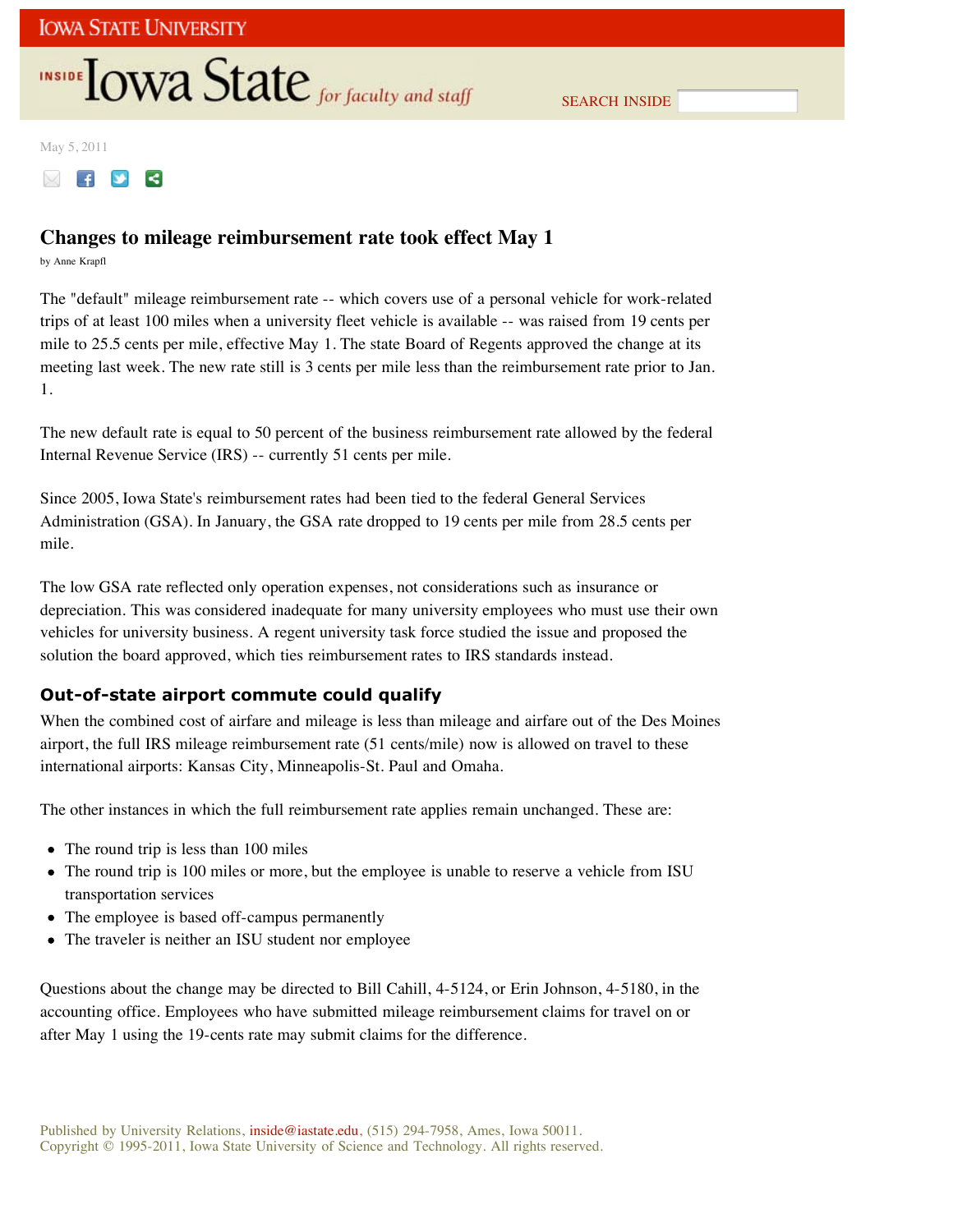May 5, 2011

# Changes to mileage reimbursement rate took effect May 1

by Anne Krapfl

The "default" mileage reimbursement rate -- which covers use of a personal vehicle for work-related trips of at least 100 miles when a university fleet vehicle is available -- was raised from 19 cents per mile to 25.5 cents per mile, effective May 1. The state Board of Regents approved the change at its meeting last week. The new rate still is 3 cents per mile less than the reimbursement rate prior to Jan. 1.

The new default rate is equal to 50 percent of the business reimbursement rate allowed by the federal Internal Revenue Service (IRS) -- currently 51 cents per mile.

Since 2005, Iowa State's reimbursement rates had been tied to the federal General Services Administration (GSA). In January, the GSA rate dropped to 19 cents per mile from 28.5 cents per mile.

The low GSA rate reflected only operation expenses, not considerations such as insurance or depreciation. This was considered inadequate for many university employees who must use their own vehicles for university business. A regent university task force studied the issue and proposed the solution the board approved, which ties reimbursement rates to IRS standards instead.

## Out-of-state airport commute could qualify

When the combined cost of airfare and mileage is less than mileage and airfare out of the Des Moines airport, the full IRS mileage reimbursement rate (51 cents/mile) now is allowed on travel to these international airports: Kansas City, Minneapolis-St. Paul and Omaha.

The other instances in which the full reimbursement rate applies remain unchanged. These are:

- The round trip is less than 100 miles
- The round trip is 100 miles or more, but the employee is unable to reserve a vehicle from ISU transportation services
- The employee is based off-campus permanently
- The traveler is neither an ISU student nor employee

Questions about the change may be directed to Bill Cahill, 4-5124, or Erin Johnson, 4-5180, in the accounting office. Employees who have submitted mileage reimbursement claims for travel on or after May 1 using the 19-cents rate may submit claims for the difference.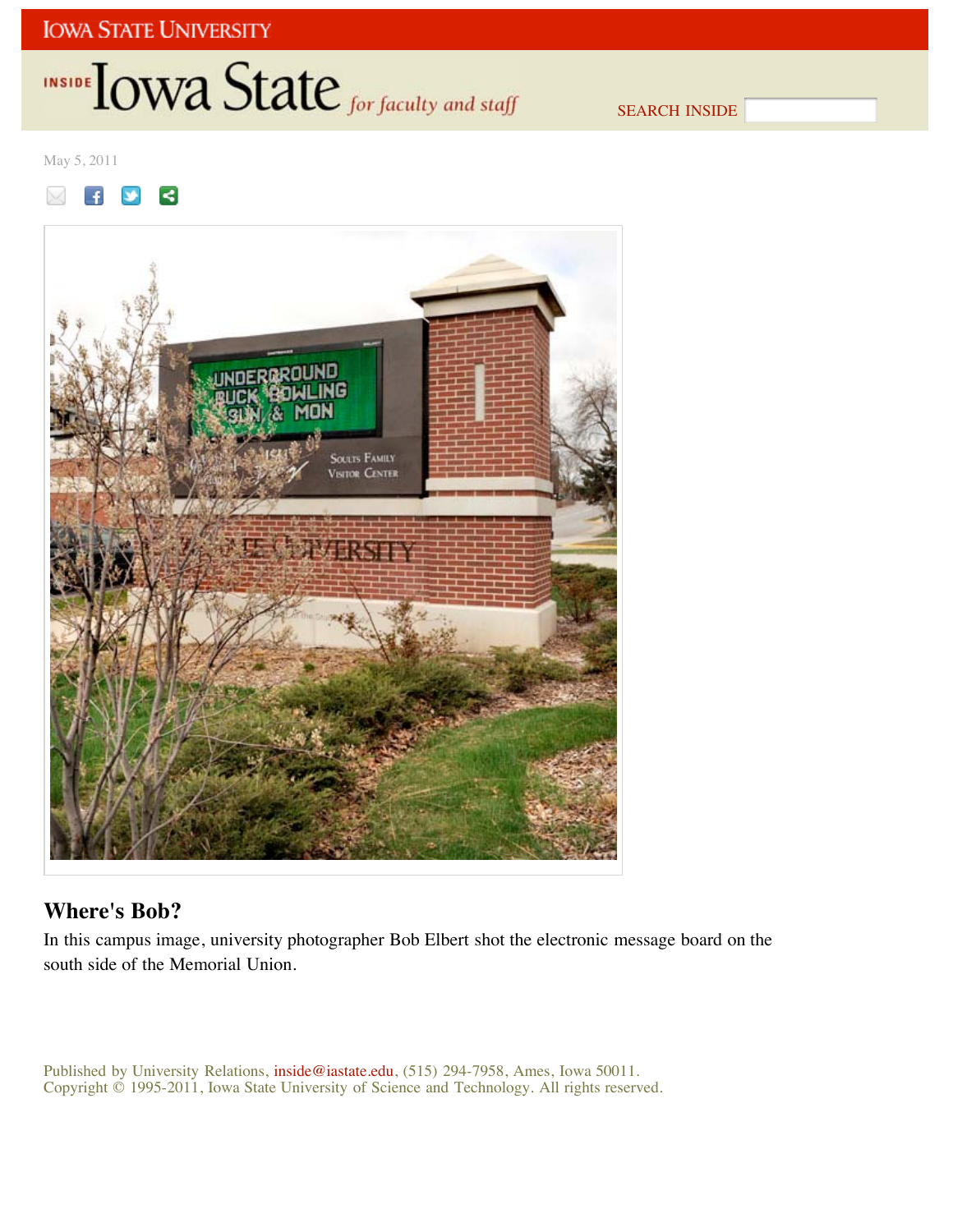May 5, 2011

## Where's Bob?

In this campus image, university photographer Bob Elbert shot the electronic message board on the south side of the Memorial Union.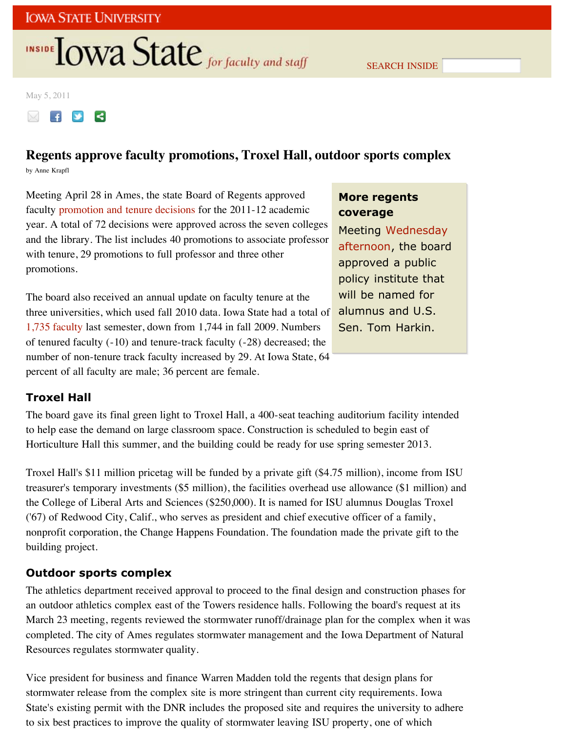May 5, 2011

# Regents approve faculty promotions, Troxel Hall, outdoor sports complex

by Anne Krapfl

Meeting April 28 in Ames, the state Board of Regents approved faculty promotion and tenure decisions for the 2011-12 academic year. A total of 72 decisions were approved across the seven colleges and the library. The list includes 40 promotions to associate professor with tenure, 29 promotions to full professor and three other promotions.

The board also received an annual update on faculty tenure at the three universities, which used fall 2010 data. Iowa State had a total of 1,735 faculty last semester, down from 1,744 in fall 2009. Numbers of tenured faculty (-10) and tenure-track faculty (-28) decreased; the number of non-tenure track faculty increased by 29. At Iowa State, 64 percent of all faculty are male; 36 percent are female.

**More regents coverage**

Meeting Wednesday afternoon, the board approved a public policy institute that will be named for alumnus and U.S. Sen. Tom Harkin.

## Troxel Hall

The board gave its final green light to Troxel Hall, a 400-seat teaching auditorium facility intended to help ease the demand on large classroom space. Construction is scheduled to begin east of Horticulture Hall this summer, and the building could be ready for use spring semester 2013.

Troxel Hall's $11 million pricetag will be funded by a private gift ($4.75 million), income from ISU treasurer's temporary investments ($5 million), the facilities overhead use allowance ($1 million) and the College of Liberal Arts and Sciences ($250,000). It is named for ISU alumnus Douglas Troxel ('67) of Redwood City, Calif., who serves as president and chief executive officer of a family, nonprofit corporation, the Change Happens Foundation. The foundation made the private gift to the building project.

## Outdoor sports complex

The athletics department received approval to proceed to the final design and construction phases for an outdoor athletics complex east of the Towers residence halls. Following the board's request at its March 23 meeting, regents reviewed the stormwater runoff/drainage plan for the complex when it was completed. The city of Ames regulates stormwater management and the Iowa Department of Natural Resources regulates stormwater quality.

Vice president for business and finance Warren Madden told the regents that design plans for stormwater release from the complex site is more stringent than current city requirements. Iowa State's existing permit with the DNR includes the proposed site and requires the university to adhere to six best practices to improve the quality of stormwater leaving ISU property, one of which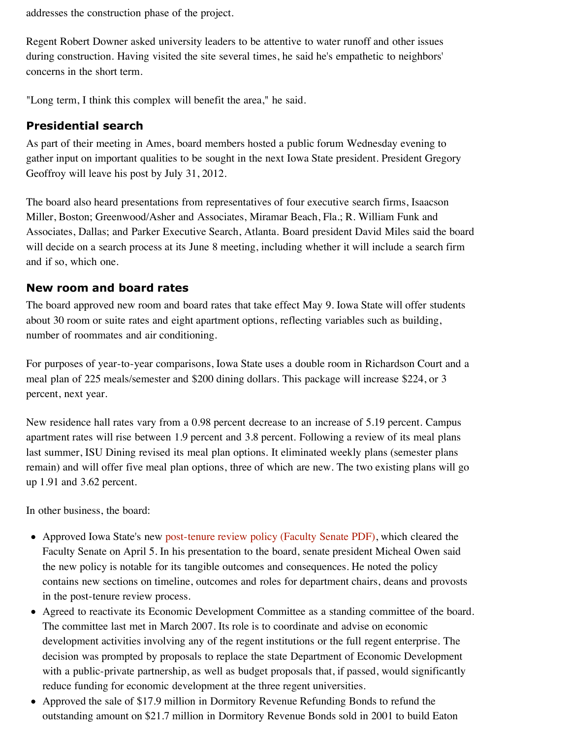addresses the construction phase of the project.

Regent Robert Downer asked university leaders to be attentive to water runoff and other issues during construction. Having visited the site several times, he said he's empathetic to neighbors' concerns in the short term.

"Long term, I think this complex will benefit the area," he said.

### Presidential search

As part of their meeting in Ames, board members hosted a public forum Wednesday evening to gather input on important qualities to be sought in the next Iowa State president. President Gregory Geoffroy will leave his post by July 31, 2012.

The board also heard presentations from representatives of four executive search firms, Isaacson Miller, Boston; Greenwood/Asher and Associates, Miramar Beach, Fla.; R. William Funk and Associates, Dallas; and Parker Executive Search, Atlanta. Board president David Miles said the board will decide on a search process at its June 8 meeting, including whether it will include a search firm and if so, which one.

### New room and board rates

The board approved new room and board rates that take effect May 9. Iowa State will offer students about 30 room or suite rates and eight apartment options, reflecting variables such as building, number of roommates and air conditioning.

For purposes of year-to-year comparisons, Iowa State uses a double room in Richardson Court and a meal plan of 225 meals/semester and $200 dining dollars. This package will increase $224, or 3 percent, next year.

New residence hall rates vary from a 0.98 percent decrease to an increase of 5.19 percent. Campus apartment rates will rise between 1.9 percent and 3.8 percent. Following a review of its meal plans last summer, ISU Dining revised its meal plan options. It eliminated weekly plans (semester plans remain) and will offer five meal plan options, three of which are new. The two existing plans will go up 1.91 and 3.62 percent.

In other business, the board:

- Approved Iowa State's new post-tenure review policy (Faculty Senate PDF), which cleared the Faculty Senate on April 5. In his presentation to the board, senate president Micheal Owen said the new policy is notable for its tangible outcomes and consequences. He noted the policy contains new sections on timeline, outcomes and roles for department chairs, deans and provosts in the post-tenure review process.
- Agreed to reactivate its Economic Development Committee as a standing committee of the board. The committee last met in March 2007. Its role is to coordinate and advise on economic development activities involving any of the regent institutions or the full regent enterprise. The decision was prompted by proposals to replace the state Department of Economic Development with a public-private partnership, as well as budget proposals that, if passed, would significantly reduce funding for economic development at the three regent universities.
- Approved the sale of $17.9 million in Dormitory Revenue Refunding Bonds to refund the outstanding amount on $21.7 million in Dormitory Revenue Bonds sold in 2001 to build Eaton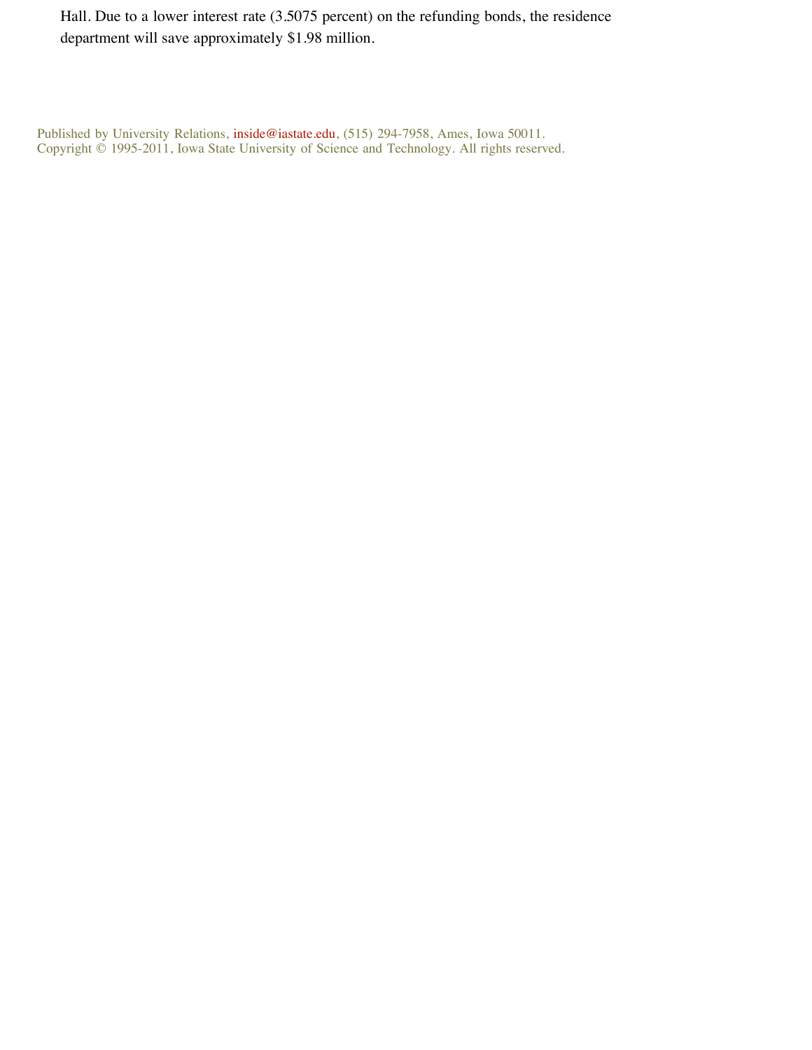Hall. Due to a lower interest rate (3.5075 percent) on the refunding bonds, the residence department will save approximately $1.98 million.

Published by University Relations, inside@iastate.edu, (515) 294-7958, Ames, Iowa 50011.
Copyright © 1995-2011, Iowa State University of Science and Technology. All rights reserved.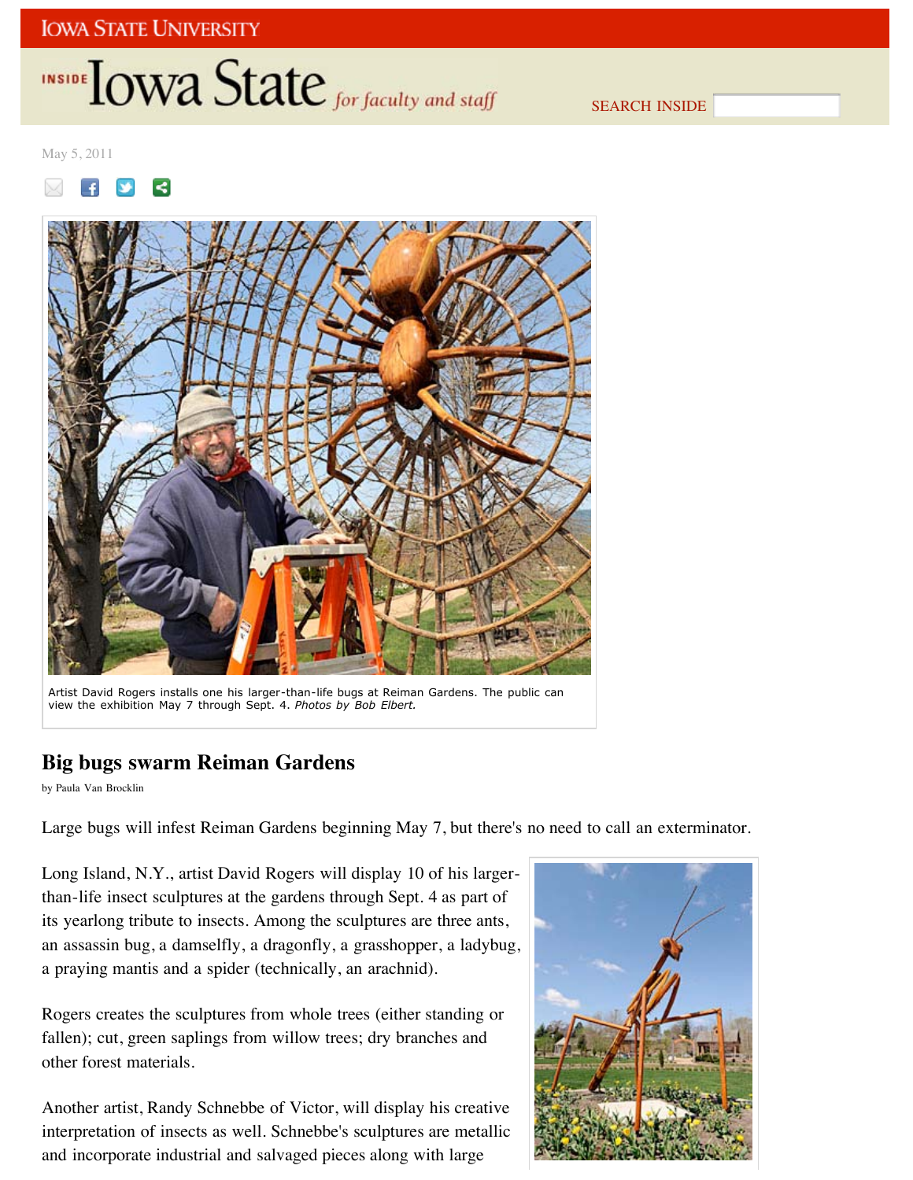IOWA STATE UNIVERSITY

INSIDE Iowa State *for faculty and staff*

SEARCH INSIDE

May 5, 2011

Artist David Rogers installs one his larger-than-life bugs at Reiman Gardens. The public can view the exhibition May 7 through Sept. 4. *Photos by Bob Elbert.*

## Big bugs swarm Reiman Gardens

by Paula Van Brocklin

Large bugs will infest Reiman Gardens beginning May 7, but there's no need to call an exterminator.

Long Island, N.Y., artist David Rogers will display 10 of his larger-than-life insect sculptures at the gardens through Sept. 4 as part of its yearlong tribute to insects. Among the sculptures are three ants, an assassin bug, a damselfly, a dragonfly, a grasshopper, a ladybug, a praying mantis and a spider (technically, an arachnid).

Rogers creates the sculptures from whole trees (either standing or fallen); cut, green saplings from willow trees; dry branches and other forest materials.

Another artist, Randy Schnebbe of Victor, will display his creative interpretation of insects as well. Schnebbe's sculptures are metallic and incorporate industrial and salvaged pieces along with large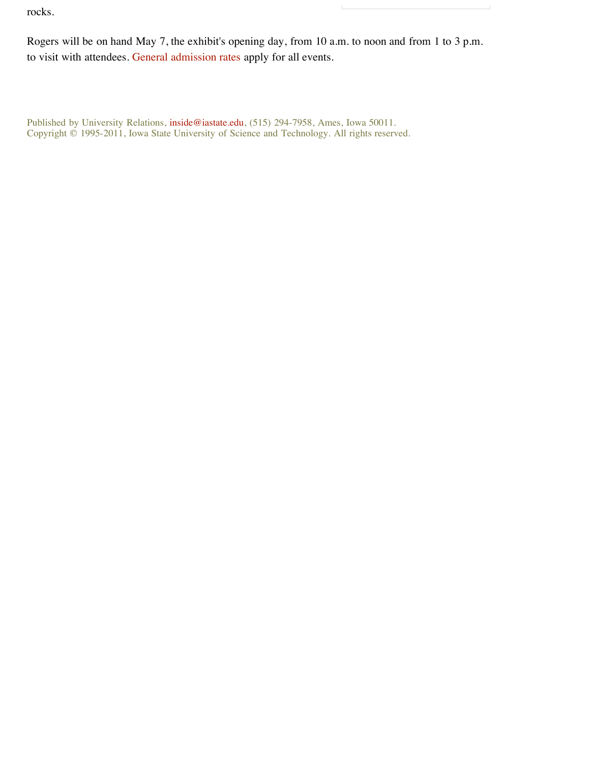rocks.

Rogers will be on hand May 7, the exhibit's opening day, from 10 a.m. to noon and from 1 to 3 p.m. to visit with attendees. General admission rates apply for all events.

Published by University Relations, inside@iastate.edu, (515) 294-7958, Ames, Iowa 50011.
Copyright © 1995-2011, Iowa State University of Science and Technology. All rights reserved.